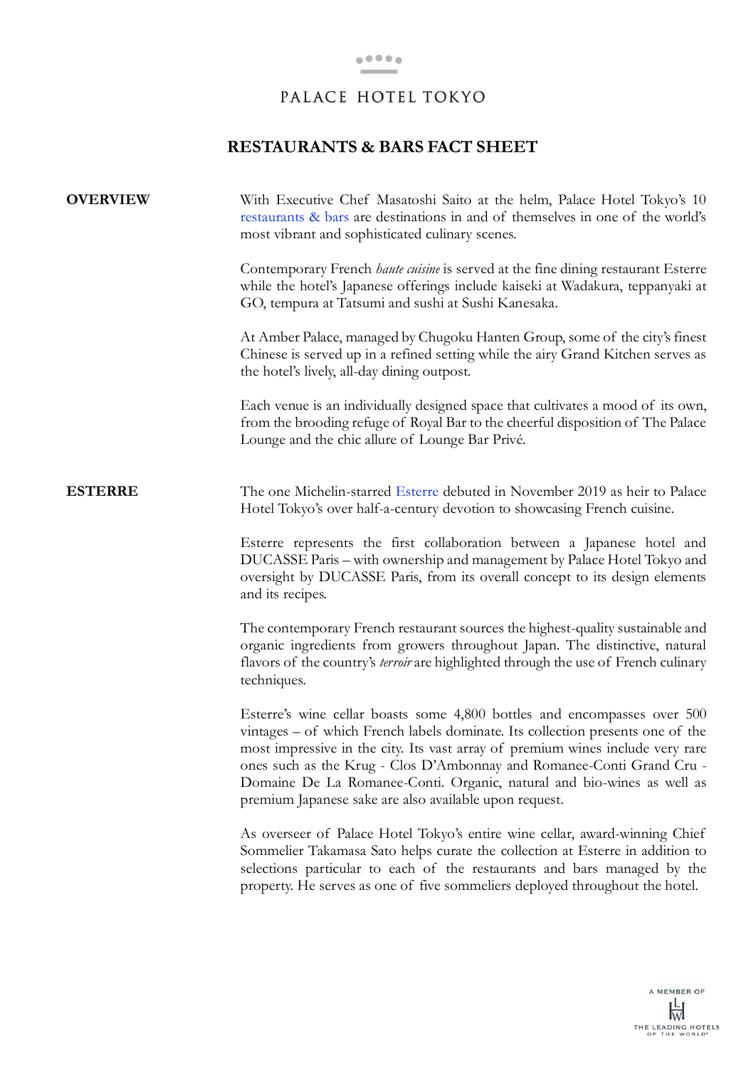PALACE HOTEL TOKYO

# RESTAURANTS & BARS FACT SHEET

## OVERVIEW

With Executive Chef Masatoshi Saito at the helm, Palace Hotel Tokyo's 10 restaurants & bars are destinations in and of themselves in one of the world's most vibrant and sophisticated culinary scenes.

Contemporary French *haute cuisine* is served at the fine dining restaurant Esterre while the hotel's Japanese offerings include kaiseki at Wadakura, teppanyaki at GO, tempura at Tatsumi and sushi at Sushi Kanesaka.

At Amber Palace, managed by Chugoku Hanten Group, some of the city's finest Chinese is served up in a refined setting while the airy Grand Kitchen serves as the hotel's lively, all-day dining outpost.

Each venue is an individually designed space that cultivates a mood of its own, from the brooding refuge of Royal Bar to the cheerful disposition of The Palace Lounge and the chic allure of Lounge Bar Privé.

## ESTERRE

The one Michelin-starred Esterre debuted in November 2019 as heir to Palace Hotel Tokyo's over half-a-century devotion to showcasing French cuisine.

Esterre represents the first collaboration between a Japanese hotel and DUCASSE Paris – with ownership and management by Palace Hotel Tokyo and oversight by DUCASSE Paris, from its overall concept to its design elements and its recipes.

The contemporary French restaurant sources the highest-quality sustainable and organic ingredients from growers throughout Japan. The distinctive, natural flavors of the country's *terroir* are highlighted through the use of French culinary techniques.

Esterre's wine cellar boasts some 4,800 bottles and encompasses over 500 vintages – of which French labels dominate. Its collection presents one of the most impressive in the city. Its vast array of premium wines include very rare ones such as the Krug - Clos D'Ambonnay and Romanee-Conti Grand Cru - Domaine De La Romanee-Conti. Organic, natural and bio-wines as well as premium Japanese sake are also available upon request.

As overseer of Palace Hotel Tokyo's entire wine cellar, award-winning Chief Sommelier Takamasa Sato helps curate the collection at Esterre in addition to selections particular to each of the restaurants and bars managed by the property. He serves as one of five sommeliers deployed throughout the hotel.

A MEMBER OF THE LEADING HOTELS OF THE WORLD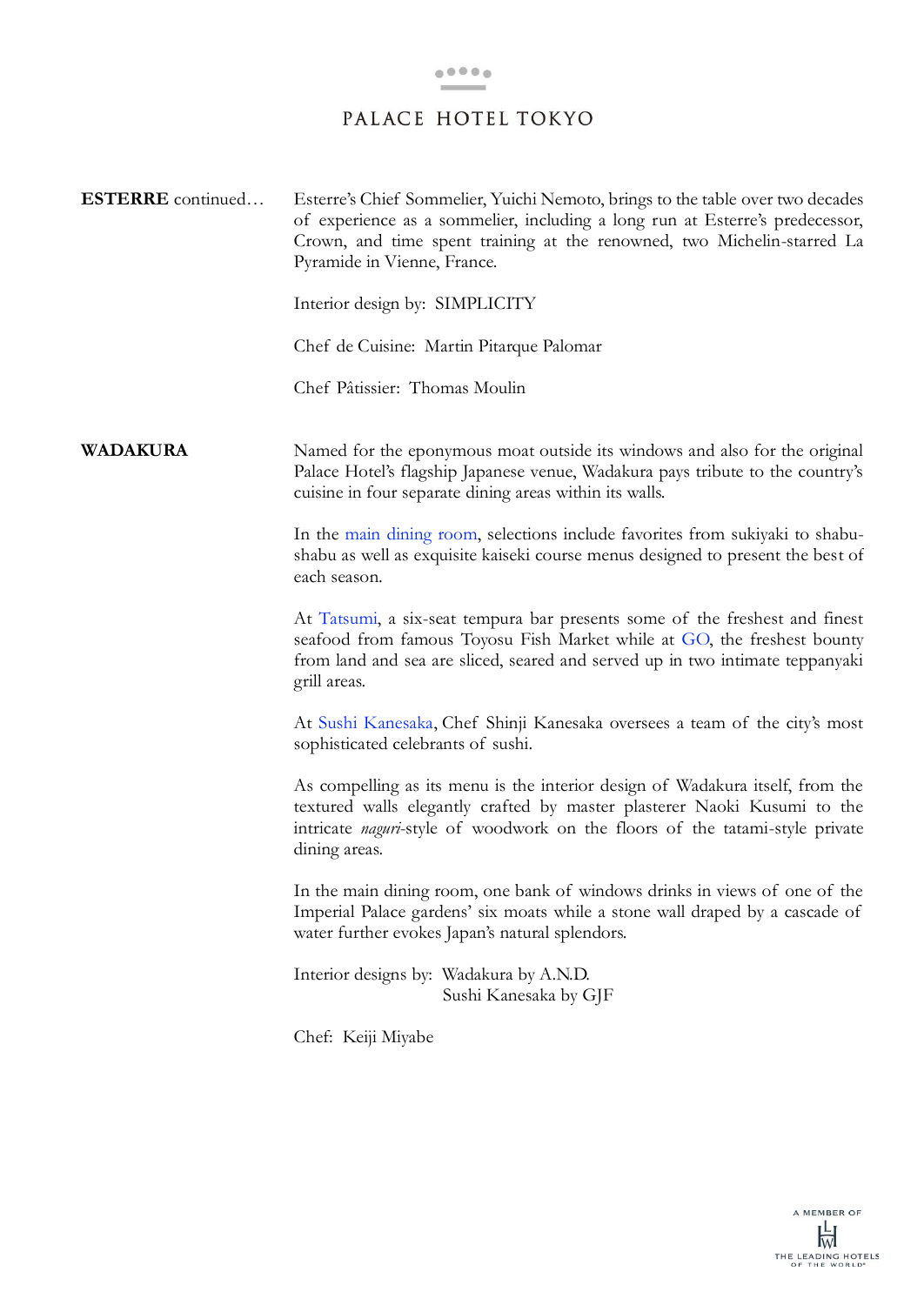**ESTERRE** continued…

Esterre's Chief Sommelier, Yuichi Nemoto, brings to the table over two decades of experience as a sommelier, including a long run at Esterre's predecessor, Crown, and time spent training at the renowned, two Michelin-starred La Pyramide in Vienne, France.

Interior design by: SIMPLICITY

Chef de Cuisine: Martin Pitarque Palomar

Chef Pâtissier: Thomas Moulin

**WADAKURA**

Named for the eponymous moat outside its windows and also for the original Palace Hotel's flagship Japanese venue, Wadakura pays tribute to the country's cuisine in four separate dining areas within its walls.

In the main dining room, selections include favorites from sukiyaki to shabu-shabu as well as exquisite kaiseki course menus designed to present the best of each season.

At Tatsumi, a six-seat tempura bar presents some of the freshest and finest seafood from famous Toyosu Fish Market while at GO, the freshest bounty from land and sea are sliced, seared and served up in two intimate teppanyaki grill areas.

At Sushi Kanesaka, Chef Shinji Kanesaka oversees a team of the city's most sophisticated celebrants of sushi.

As compelling as its menu is the interior design of Wadakura itself, from the textured walls elegantly crafted by master plasterer Naoki Kusumi to the intricate *naguri*-style of woodwork on the floors of the tatami-style private dining areas.

In the main dining room, one bank of windows drinks in views of one of the Imperial Palace gardens' six moats while a stone wall draped by a cascade of water further evokes Japan's natural splendors.

Interior designs by: Wadakura by A.N.D.
Sushi Kanesaka by GJF

Chef: Keiji Miyabe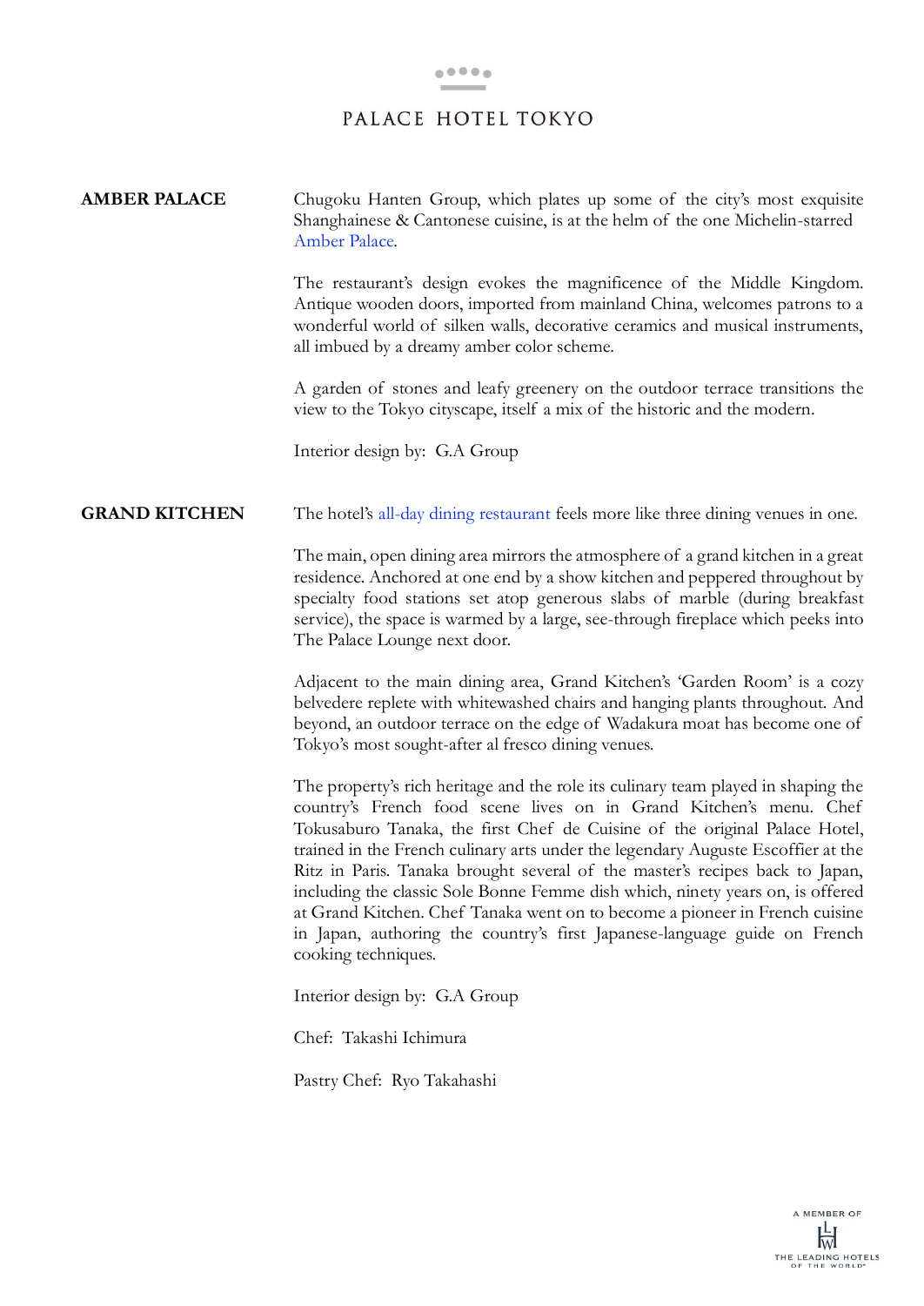## AMBER PALACE

Chugoku Hanten Group, which plates up some of the city's most exquisite Shanghainese & Cantonese cuisine, is at the helm of the one Michelin-starred Amber Palace.

The restaurant's design evokes the magnificence of the Middle Kingdom. Antique wooden doors, imported from mainland China, welcomes patrons to a wonderful world of silken walls, decorative ceramics and musical instruments, all imbued by a dreamy amber color scheme.

A garden of stones and leafy greenery on the outdoor terrace transitions the view to the Tokyo cityscape, itself a mix of the historic and the modern.

Interior design by: G.A Group

## GRAND KITCHEN

The hotel's all-day dining restaurant feels more like three dining venues in one.

The main, open dining area mirrors the atmosphere of a grand kitchen in a great residence. Anchored at one end by a show kitchen and peppered throughout by specialty food stations set atop generous slabs of marble (during breakfast service), the space is warmed by a large, see-through fireplace which peeks into The Palace Lounge next door.

Adjacent to the main dining area, Grand Kitchen's 'Garden Room' is a cozy belvedere replete with whitewashed chairs and hanging plants throughout. And beyond, an outdoor terrace on the edge of Wadakura moat has become one of Tokyo's most sought-after al fresco dining venues.

The property's rich heritage and the role its culinary team played in shaping the country's French food scene lives on in Grand Kitchen's menu. Chef Tokusaburo Tanaka, the first Chef de Cuisine of the original Palace Hotel, trained in the French culinary arts under the legendary Auguste Escoffier at the Ritz in Paris. Tanaka brought several of the master's recipes back to Japan, including the classic Sole Bonne Femme dish which, ninety years on, is offered at Grand Kitchen. Chef Tanaka went on to become a pioneer in French cuisine in Japan, authoring the country's first Japanese-language guide on French cooking techniques.

Interior design by: G.A Group

Chef: Takashi Ichimura

Pastry Chef: Ryo Takahashi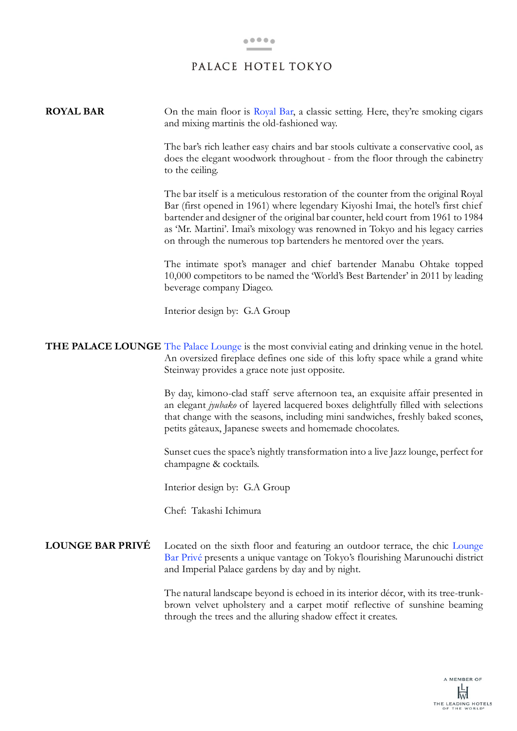## ROYAL BAR

On the main floor is Royal Bar, a classic setting. Here, they're smoking cigars and mixing martinis the old-fashioned way.

The bar's rich leather easy chairs and bar stools cultivate a conservative cool, as does the elegant woodwork throughout - from the floor through the cabinetry to the ceiling.

The bar itself is a meticulous restoration of the counter from the original Royal Bar (first opened in 1961) where legendary Kiyoshi Imai, the hotel's first chief bartender and designer of the original bar counter, held court from 1961 to 1984 as 'Mr. Martini'. Imai's mixology was renowned in Tokyo and his legacy carries on through the numerous top bartenders he mentored over the years.

The intimate spot's manager and chief bartender Manabu Ohtake topped 10,000 competitors to be named the 'World's Best Bartender' in 2011 by leading beverage company Diageo.

Interior design by: G.A Group

## THE PALACE LOUNGE

The Palace Lounge is the most convivial eating and drinking venue in the hotel. An oversized fireplace defines one side of this lofty space while a grand white Steinway provides a grace note just opposite.

By day, kimono-clad staff serve afternoon tea, an exquisite affair presented in an elegant *jyubako* of layered lacquered boxes delightfully filled with selections that change with the seasons, including mini sandwiches, freshly baked scones, petits gâteaux, Japanese sweets and homemade chocolates.

Sunset cues the space's nightly transformation into a live Jazz lounge, perfect for champagne & cocktails.

Interior design by: G.A Group

Chef: Takashi Ichimura

## LOUNGE BAR PRIVÉ

Located on the sixth floor and featuring an outdoor terrace, the chic Lounge Bar Privé presents a unique vantage on Tokyo's flourishing Marunouchi district and Imperial Palace gardens by day and by night.

The natural landscape beyond is echoed in its interior décor, with its tree-trunk-brown velvet upholstery and a carpet motif reflective of sunshine beaming through the trees and the alluring shadow effect it creates.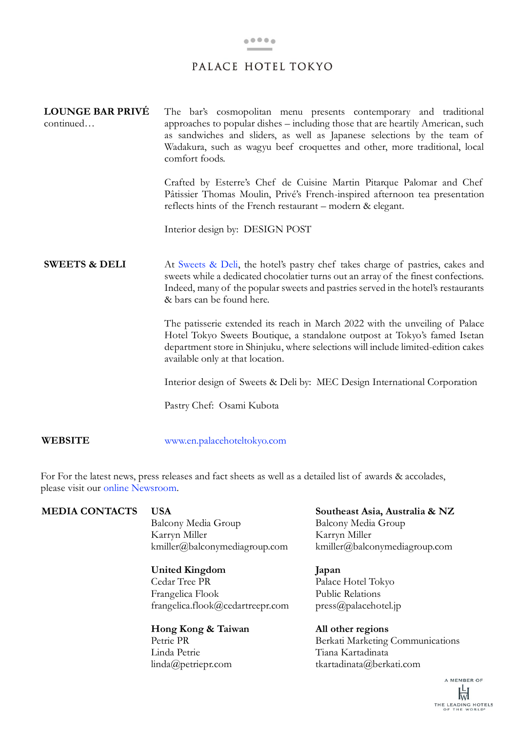**LOUNGE BAR PRIVÉ**
continued…

The bar's cosmopolitan menu presents contemporary and traditional approaches to popular dishes – including those that are heartily American, such as sandwiches and sliders, as well as Japanese selections by the team of Wadakura, such as wagyu beef croquettes and other, more traditional, local comfort foods.

Crafted by Esterre's Chef de Cuisine Martin Pitarque Palomar and Chef Pâtissier Thomas Moulin, Privé's French-inspired afternoon tea presentation reflects hints of the French restaurant – modern & elegant.

Interior design by: DESIGN POST

**SWEETS & DELI**

At Sweets & Deli, the hotel's pastry chef takes charge of pastries, cakes and sweets while a dedicated chocolatier turns out an array of the finest confections. Indeed, many of the popular sweets and pastries served in the hotel's restaurants & bars can be found here.

The patisserie extended its reach in March 2022 with the unveiling of Palace Hotel Tokyo Sweets Boutique, a standalone outpost at Tokyo's famed Isetan department store in Shinjuku, where selections will include limited-edition cakes available only at that location.

Interior design of Sweets & Deli by: MEC Design International Corporation

Pastry Chef: Osami Kubota

**WEBSITE**

www.en.palacehoteltokyo.com

For For the latest news, press releases and fact sheets as well as a detailed list of awards & accolades, please visit our online Newsroom.

**MEDIA CONTACTS**

**USA**
Balcony Media Group
Karryn Miller
kmiller@balconymediagroup.com

**Southeast Asia, Australia & NZ**
Balcony Media Group
Karryn Miller
kmiller@balconymediagroup.com

**United Kingdom**
Cedar Tree PR
Frangelica Flook
frangelica.flook@cedartreepr.com

**Japan**
Palace Hotel Tokyo
Public Relations
press@palacehotel.jp

**Hong Kong & Taiwan**
Petrie PR
Linda Petrie
linda@petriepr.com

**All other regions**
Berkati Marketing Communications
Tiana Kartadinata
tkartadinata@berkati.com

A MEMBER OF THE LEADING HOTELS OF THE WORLD